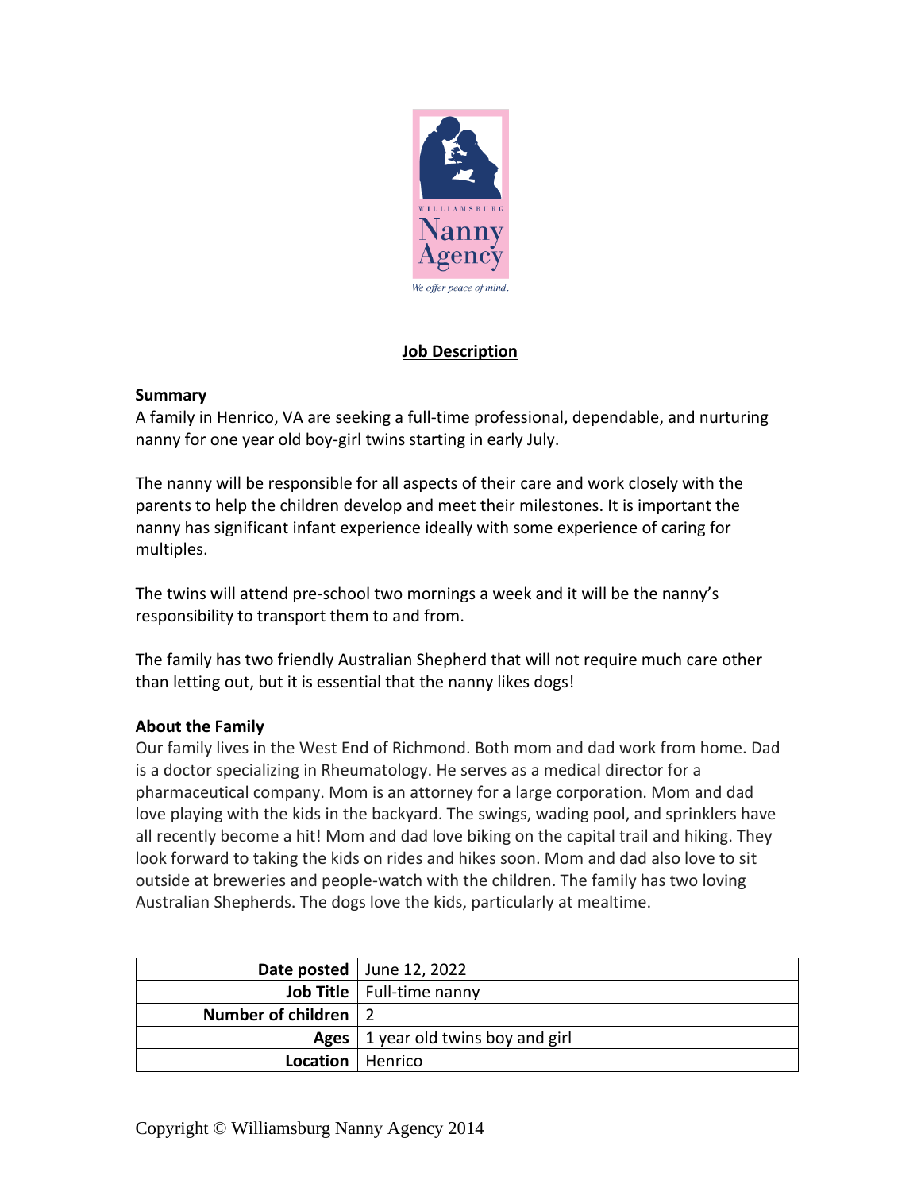# Job Description

**Summary**

A family in Henrico, VA are seeking a full-time professional, dependable, and nurturing nanny for one year old boy-girl twins starting in early July.

The nanny will be responsible for all aspects of their care and work closely with the parents to help the children develop and meet their milestones. It is important the nanny has significant infant experience ideally with some experience of caring for multiples.

The twins will attend pre-school two mornings a week and it will be the nanny's responsibility to transport them to and from.

The family has two friendly Australian Shepherd that will not require much care other than letting out, but it is essential that the nanny likes dogs!

**About the Family**

Our family lives in the West End of Richmond. Both mom and dad work from home. Dad is a doctor specializing in Rheumatology. He serves as a medical director for a pharmaceutical company. Mom is an attorney for a large corporation. Mom and dad love playing with the kids in the backyard. The swings, wading pool, and sprinklers have all recently become a hit! Mom and dad love biking on the capital trail and hiking. They look forward to taking the kids on rides and hikes soon. Mom and dad also love to sit outside at breweries and people-watch with the children. The family has two loving Australian Shepherds. The dogs love the kids, particularly at mealtime.

| | |
|---|---|
| **Date posted** | June 12, 2022 |
| **Job Title** | Full-time nanny |
| **Number of children** | 2 |
| **Ages** | 1 year old twins boy and girl |
| **Location** | Henrico |

Copyright © Williamsburg Nanny Agency 2014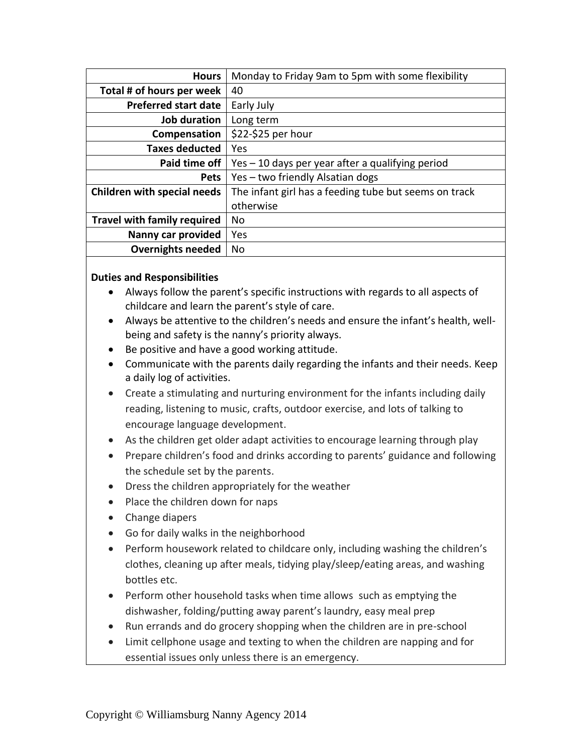| | |
|---|---|
| **Hours** | Monday to Friday 9am to 5pm with some flexibility |
| **Total # of hours per week** | 40 |
| **Preferred start date** | Early July |
| **Job duration** | Long term |
| **Compensation** | $22-$25 per hour |
| **Taxes deducted** | Yes |
| **Paid time off** | Yes – 10 days per year after a qualifying period |
| **Pets** | Yes – two friendly Alsatian dogs |
| **Children with special needs** | The infant girl has a feeding tube but seems on track otherwise |
| **Travel with family required** | No |
| **Nanny car provided** | Yes |
| **Overnights needed** | No |

**Duties and Responsibilities**

- Always follow the parent's specific instructions with regards to all aspects of childcare and learn the parent's style of care.
- Always be attentive to the children's needs and ensure the infant's health, well-being and safety is the nanny's priority always.
- Be positive and have a good working attitude.
- Communicate with the parents daily regarding the infants and their needs. Keep a daily log of activities.
- Create a stimulating and nurturing environment for the infants including daily reading, listening to music, crafts, outdoor exercise, and lots of talking to encourage language development.
- As the children get older adapt activities to encourage learning through play
- Prepare children's food and drinks according to parents' guidance and following the schedule set by the parents.
- Dress the children appropriately for the weather
- Place the children down for naps
- Change diapers
- Go for daily walks in the neighborhood
- Perform housework related to childcare only, including washing the children's clothes, cleaning up after meals, tidying play/sleep/eating areas, and washing bottles etc.
- Perform other household tasks when time allows such as emptying the dishwasher, folding/putting away parent's laundry, easy meal prep
- Run errands and do grocery shopping when the children are in pre-school
- Limit cellphone usage and texting to when the children are napping and for essential issues only unless there is an emergency.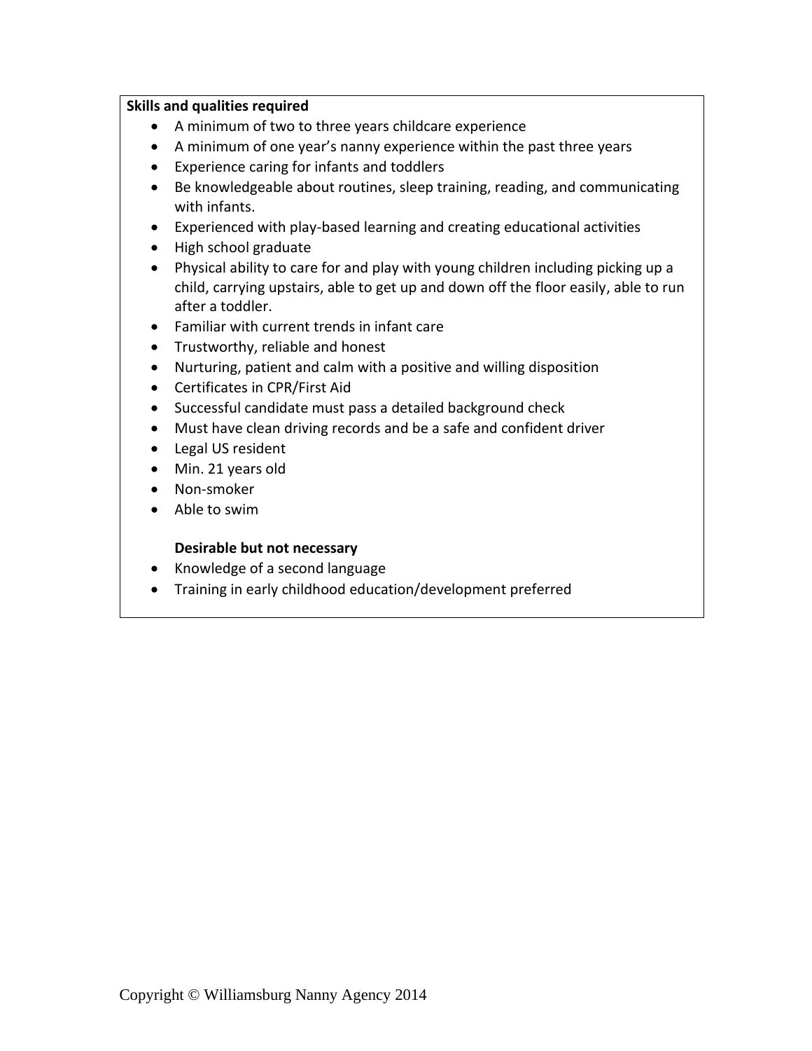**Skills and qualities required**

- A minimum of two to three years childcare experience
- A minimum of one year's nanny experience within the past three years
- Experience caring for infants and toddlers
- Be knowledgeable about routines, sleep training, reading, and communicating with infants.
- Experienced with play-based learning and creating educational activities
- High school graduate
- Physical ability to care for and play with young children including picking up a child, carrying upstairs, able to get up and down off the floor easily, able to run after a toddler.
- Familiar with current trends in infant care
- Trustworthy, reliable and honest
- Nurturing, patient and calm with a positive and willing disposition
- Certificates in CPR/First Aid
- Successful candidate must pass a detailed background check
- Must have clean driving records and be a safe and confident driver
- Legal US resident
- Min. 21 years old
- Non-smoker
- Able to swim

**Desirable but not necessary**

- Knowledge of a second language
- Training in early childhood education/development preferred

Copyright © Williamsburg Nanny Agency 2014